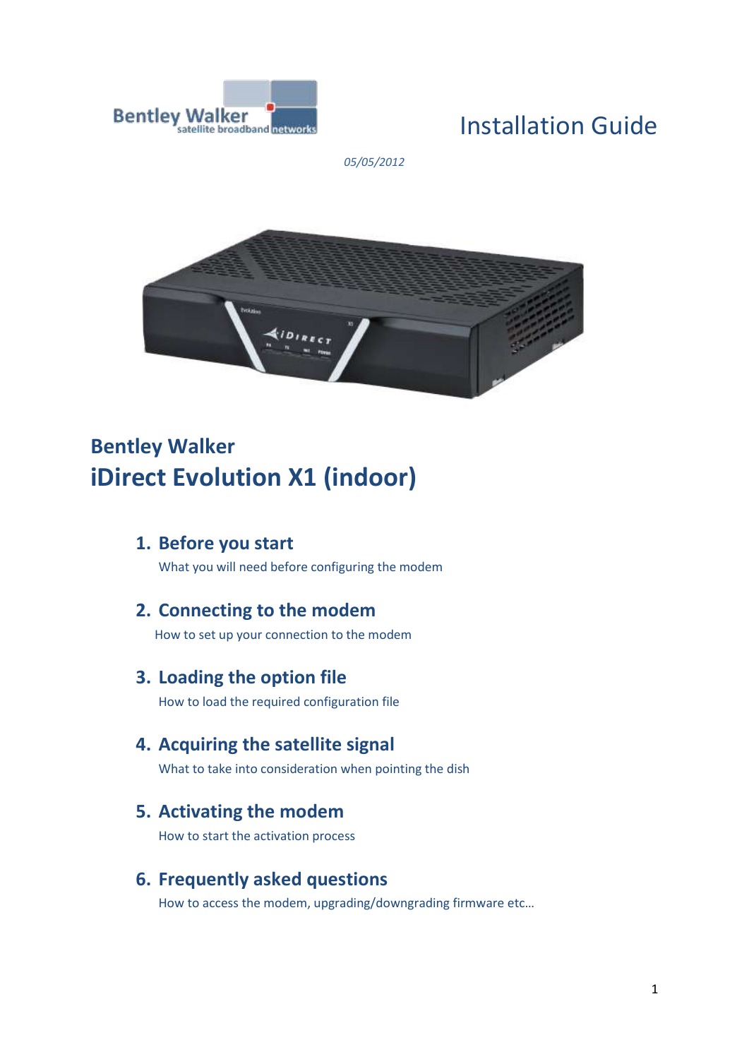Bentley Walker satellite broadband networks

# Installation Guide

*05/05/2012*

## Bentley Walker

# iDirect Evolution X1 (indoor)

### 1. Before you start

What you will need before configuring the modem

### 2. Connecting to the modem

How to set up your connection to the modem

### 3. Loading the option file

How to load the required configuration file

### 4. Acquiring the satellite signal

What to take into consideration when pointing the dish

### 5. Activating the modem

How to start the activation process

### 6. Frequently asked questions

How to access the modem, upgrading/downgrading firmware etc…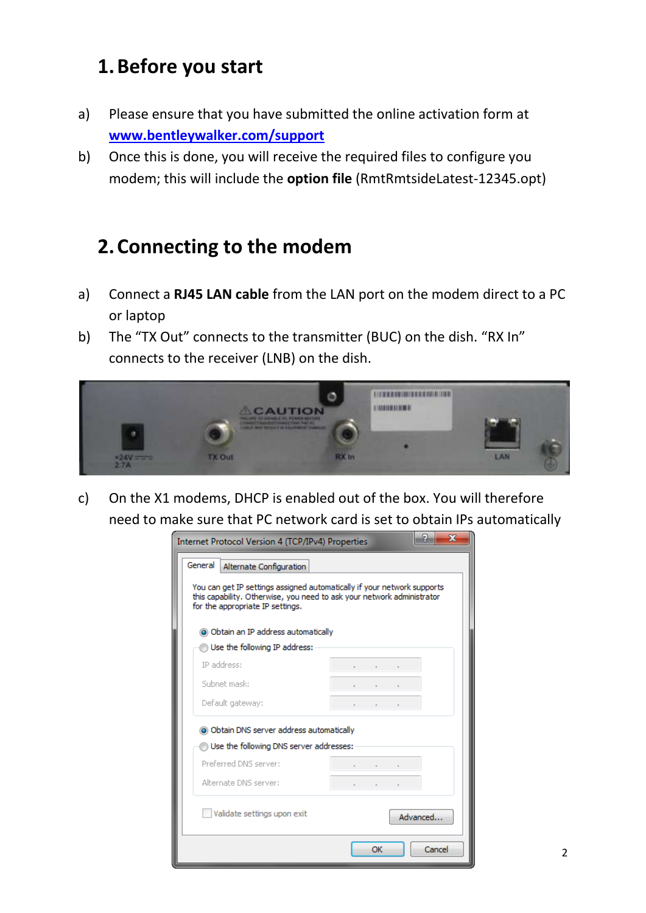# 1. Before you start

a) Please ensure that you have submitted the online activation form at [www.bentleywalker.com/support](www.bentleywalker.com/support)

b) Once this is done, you will receive the required files to configure you modem; this will include the **option file** (RmtRmtsideLatest-12345.opt)

# 2. Connecting to the modem

a) Connect a **RJ45 LAN cable** from the LAN port on the modem direct to a PC or laptop

b) The "TX Out" connects to the transmitter (BUC) on the dish. "RX In" connects to the receiver (LNB) on the dish.

c) On the X1 modems, DHCP is enabled out of the box. You will therefore need to make sure that PC network card is set to obtain IPs automatically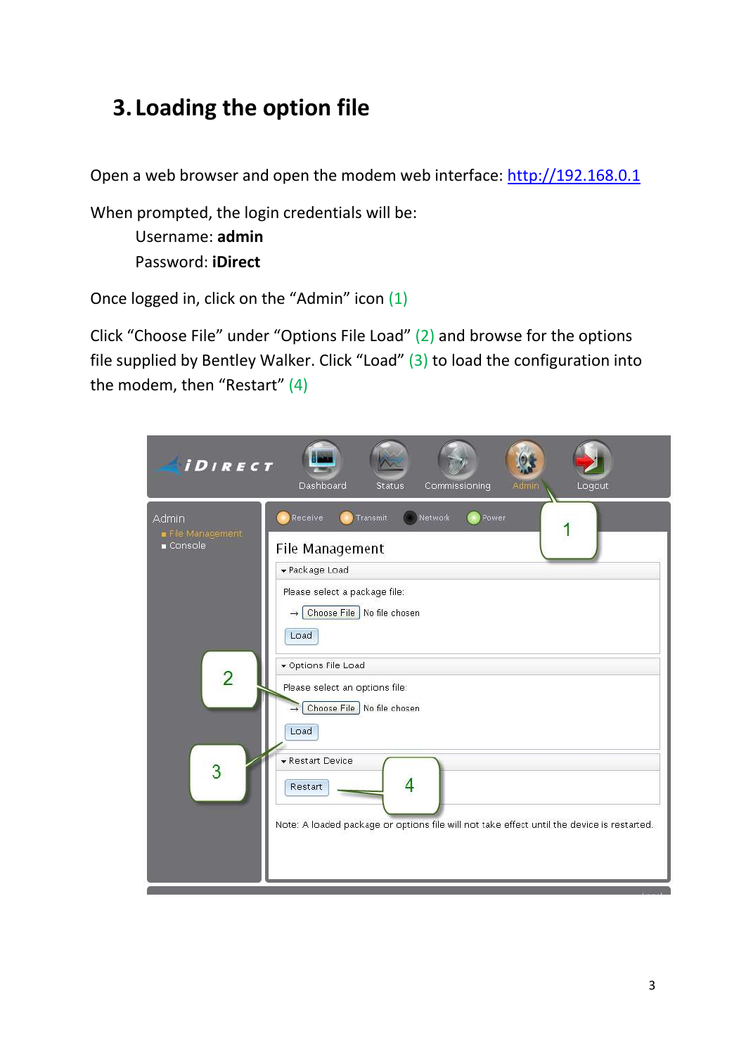# 3. Loading the option file

Open a web browser and open the modem web interface: http://192.168.0.1

When prompted, the login credentials will be:

Username: **admin**

Password: **iDirect**

Once logged in, click on the "Admin" icon (1)

Click "Choose File" under "Options File Load" (2) and browse for the options file supplied by Bentley Walker. Click "Load" (3) to load the configuration into the modem, then "Restart" (4)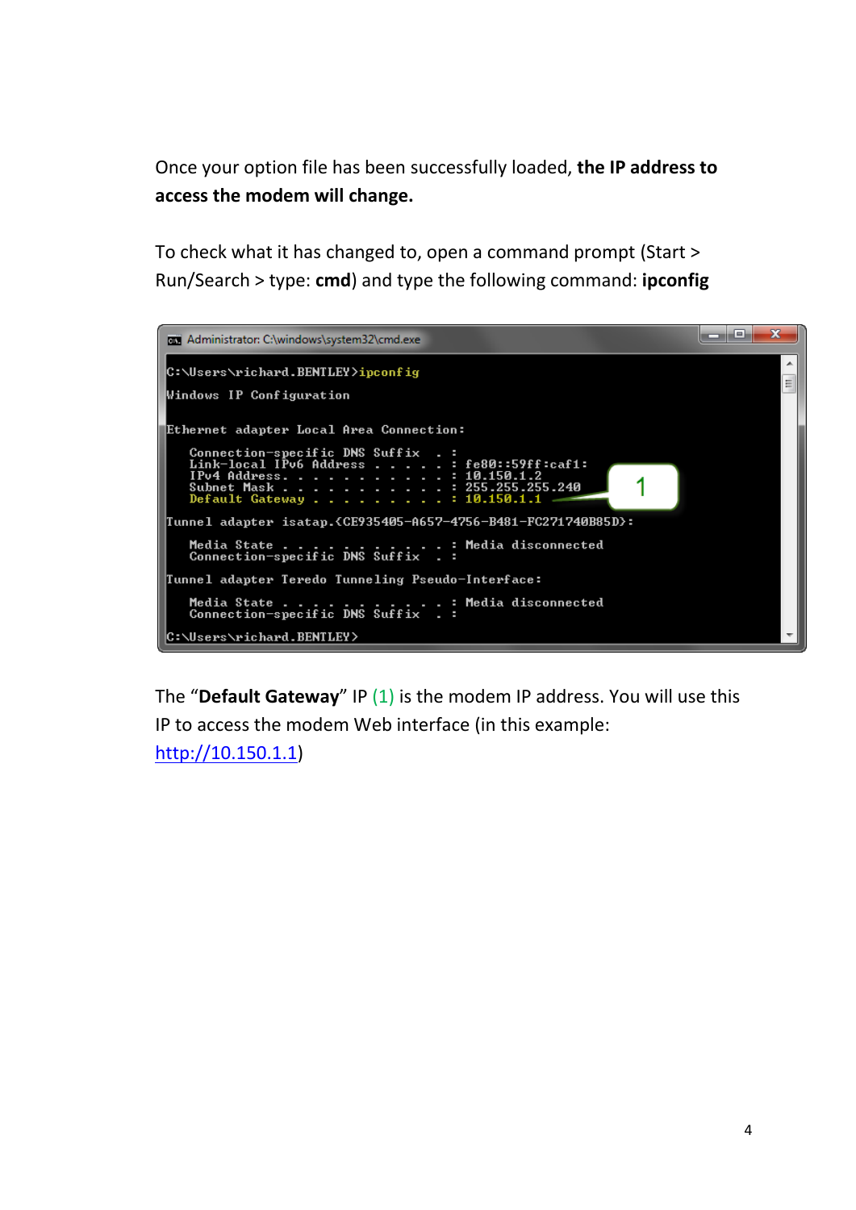Once your option file has been successfully loaded, **the IP address to access the modem will change.**

To check what it has changed to, open a command prompt (Start > Run/Search > type: **cmd**) and type the following command: **ipconfig**

```
Administrator: C:\windows\system32\cmd.exe

C:\Users\richard.BENTLEY>ipconfig

Windows IP Configuration

Ethernet adapter Local Area Connection:

   Connection-specific DNS Suffix  . :
   Link-local IPv6 Address . . . . . : fe80::59ff:caf1:
   IPv4 Address. . . . . . . . . . . : 10.150.1.2
   Subnet Mask . . . . . . . . . . . : 255.255.255.240
   Default Gateway . . . . . . . . . : 10.150.1.1        1

Tunnel adapter isatap.{CE935405-A657-4756-B481-FC271740B85D}:

   Media State . . . . . . . . . . . : Media disconnected
   Connection-specific DNS Suffix  . :

Tunnel adapter Teredo Tunneling Pseudo-Interface:

   Media State . . . . . . . . . . . : Media disconnected
   Connection-specific DNS Suffix  . :

C:\Users\richard.BENTLEY>
```

The "**Default Gateway**" IP (1) is the modem IP address. You will use this IP to access the modem Web interface (in this example: http://10.150.1.1)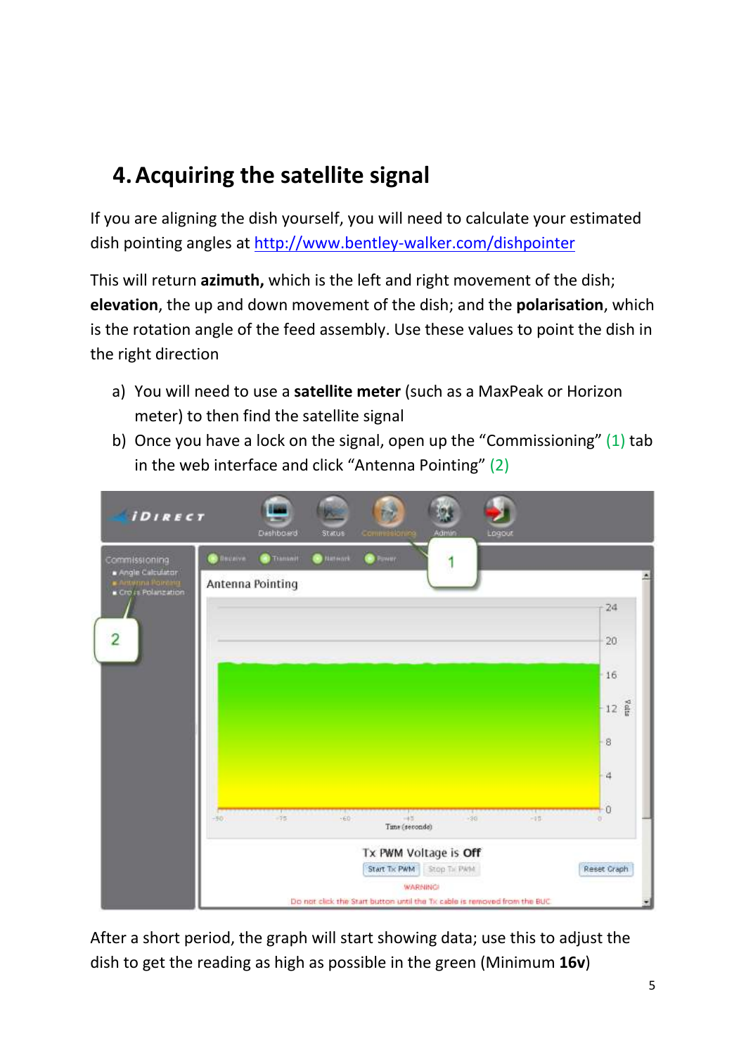# 4. Acquiring the satellite signal

If you are aligning the dish yourself, you will need to calculate your estimated dish pointing angles at http://www.bentley-walker.com/dishpointer

This will return **azimuth,** which is the left and right movement of the dish; **elevation**, the up and down movement of the dish; and the **polarisation**, which is the rotation angle of the feed assembly. Use these values to point the dish in the right direction

a) You will need to use a **satellite meter** (such as a MaxPeak or Horizon meter) to then find the satellite signal
b) Once you have a lock on the signal, open up the "Commissioning" (1) tab in the web interface and click "Antenna Pointing" (2)

After a short period, the graph will start showing data; use this to adjust the dish to get the reading as high as possible in the green (Minimum **16v**)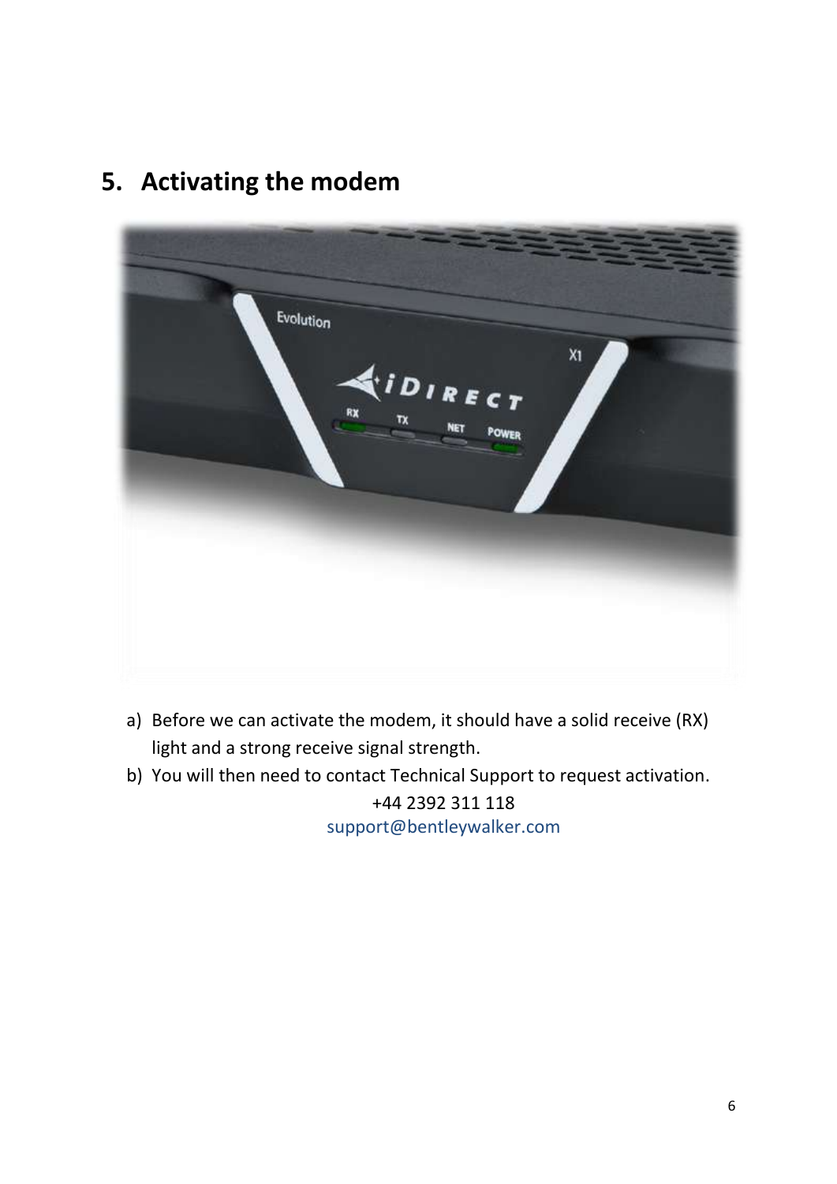# 5. Activating the modem

a) Before we can activate the modem, it should have a solid receive (RX) light and a strong receive signal strength.

b) You will then need to contact Technical Support to request activation.

+44 2392 311 118

support@bentleywalker.com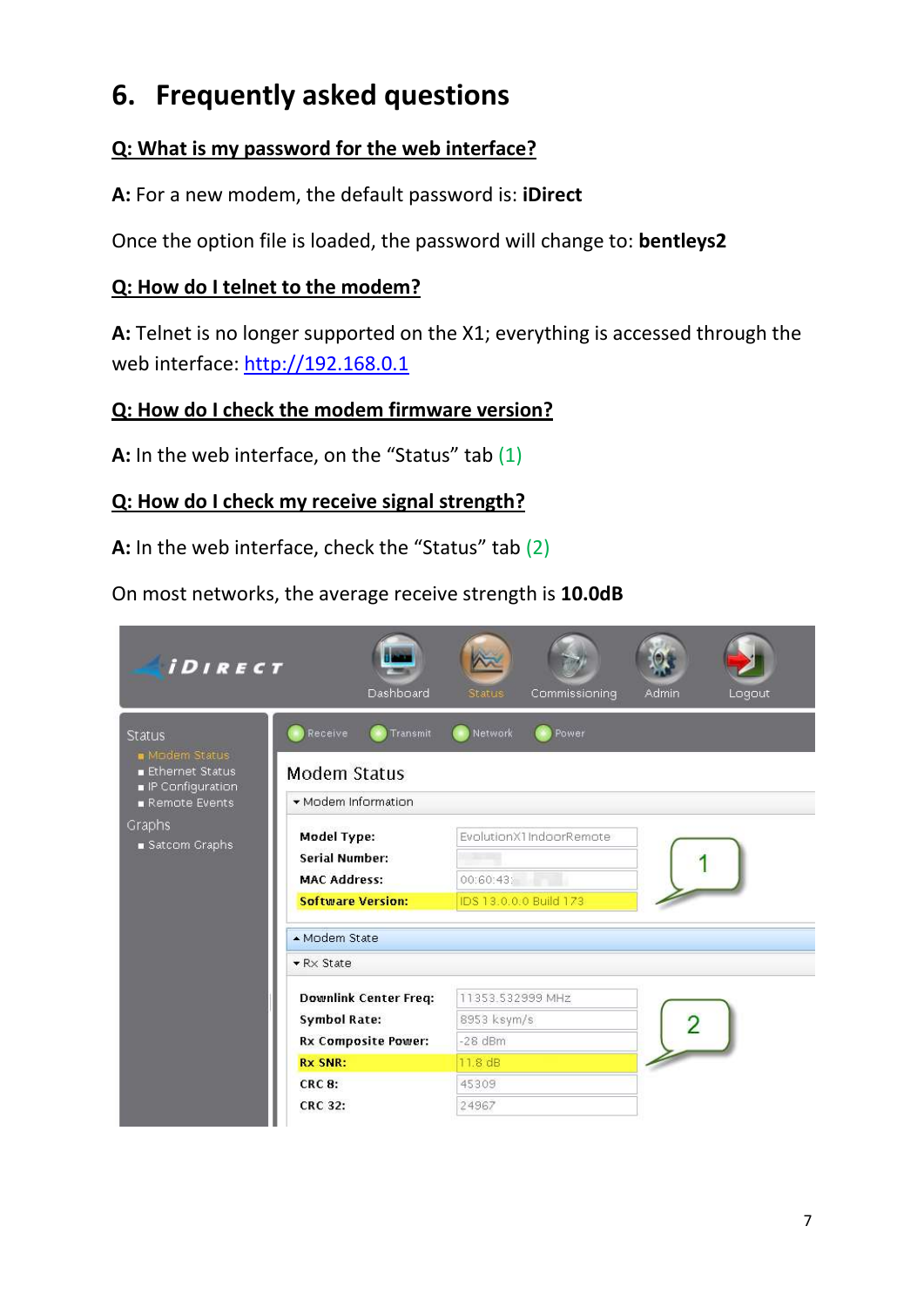# 6. Frequently asked questions

**Q: What is my password for the web interface?**

**A:** For a new modem, the default password is: **iDirect**

Once the option file is loaded, the password will change to: **bentleys2**

**Q: How do I telnet to the modem?**

**A:** Telnet is no longer supported on the X1; everything is accessed through the web interface: http://192.168.0.1

**Q: How do I check the modem firmware version?**

**A:** In the web interface, on the "Status" tab (1)

**Q: How do I check my receive signal strength?**

**A:** In the web interface, check the "Status" tab (2)

On most networks, the average receive strength is **10.0dB**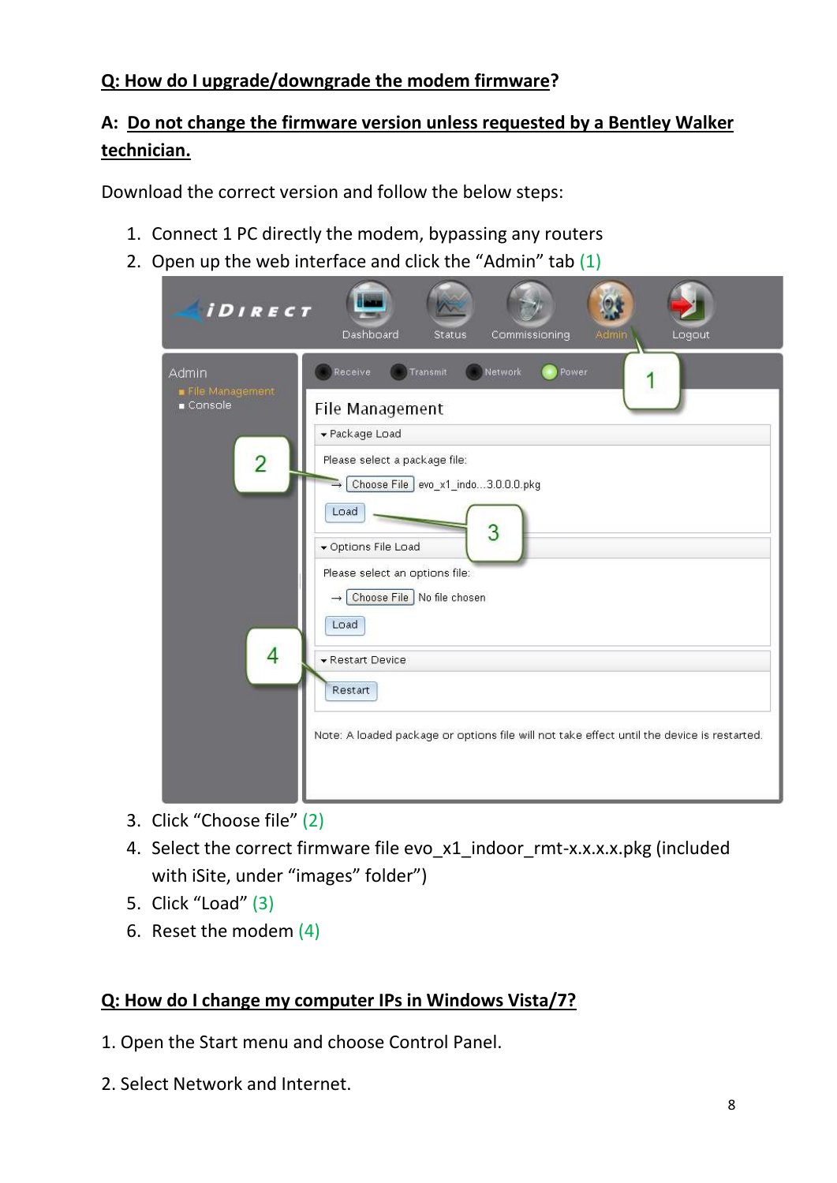**Q: How do I upgrade/downgrade the modem firmware?**

**A: Do not change the firmware version unless requested by a Bentley Walker technician.**

Download the correct version and follow the below steps:

1. Connect 1 PC directly the modem, bypassing any routers
2. Open up the web interface and click the "Admin" tab (1)
3. Click "Choose file" (2)
4. Select the correct firmware file evo_x1_indoor_rmt-x.x.x.x.pkg (included with iSite, under "images" folder")
5. Click "Load" (3)
6. Reset the modem (4)

**Q: How do I change my computer IPs in Windows Vista/7?**

1. Open the Start menu and choose Control Panel.

2. Select Network and Internet.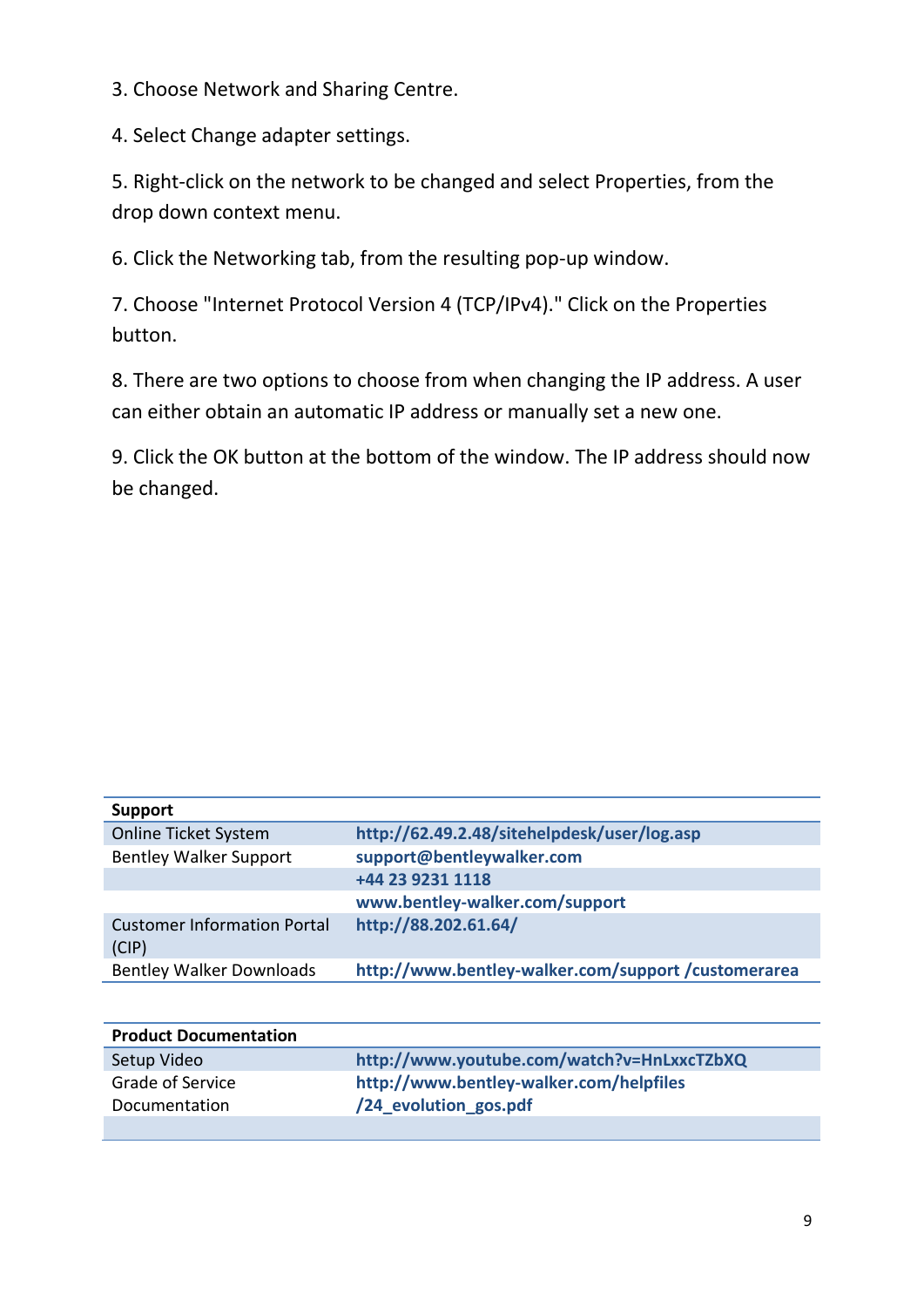3. Choose Network and Sharing Centre.

4. Select Change adapter settings.

5. Right-click on the network to be changed and select Properties, from the drop down context menu.

6. Click the Networking tab, from the resulting pop-up window.

7. Choose "Internet Protocol Version 4 (TCP/IPv4)." Click on the Properties button.

8. There are two options to choose from when changing the IP address. A user can either obtain an automatic IP address or manually set a new one.

9. Click the OK button at the bottom of the window. The IP address should now be changed.

| **Support** | |
|---|---|
| Online Ticket System | **http://62.49.2.48/sitehelpdesk/user/log.asp** |
| Bentley Walker Support | **support@bentleywalker.com** |
| | **+44 23 9231 1118** |
| | **www.bentley-walker.com/support** |
| Customer Information Portal (CIP) | **http://88.202.61.64/** |
| Bentley Walker Downloads | **http://www.bentley-walker.com/support /customerarea** |

| **Product Documentation** | |
|---|---|
| Setup Video | **http://www.youtube.com/watch?v=HnLxxcTZbXQ** |
| Grade of Service Documentation | **http://www.bentley-walker.com/helpfiles /24_evolution_gos.pdf** |
| | |